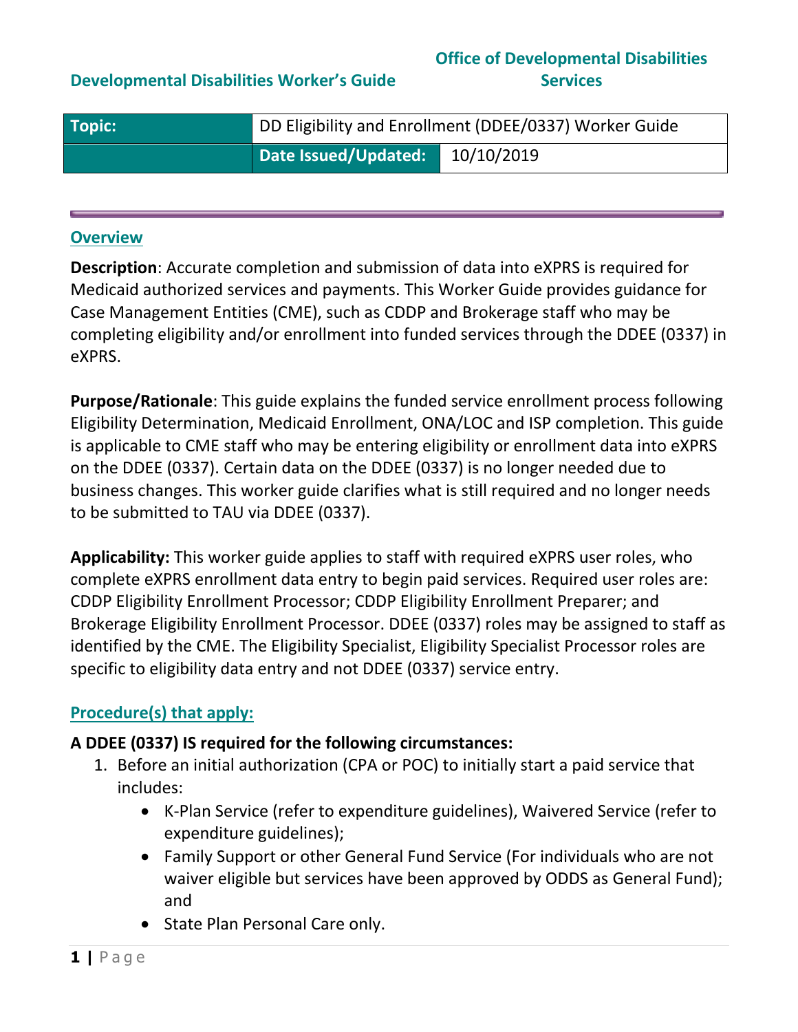**Developmental Disabilities Worker's Guide** | **Office of Developmental Disabilities Services**

| Topic: | DD Eligibility and Enrollment (DDEE/0337) Worker Guide | |
|---|---|---|
| | **Date Issued/Updated:** | 10/10/2019 |

## Overview

**Description**: Accurate completion and submission of data into eXPRS is required for Medicaid authorized services and payments. This Worker Guide provides guidance for Case Management Entities (CME), such as CDDP and Brokerage staff who may be completing eligibility and/or enrollment into funded services through the DDEE (0337) in eXPRS.

**Purpose/Rationale**: This guide explains the funded service enrollment process following Eligibility Determination, Medicaid Enrollment, ONA/LOC and ISP completion. This guide is applicable to CME staff who may be entering eligibility or enrollment data into eXPRS on the DDEE (0337). Certain data on the DDEE (0337) is no longer needed due to business changes. This worker guide clarifies what is still required and no longer needs to be submitted to TAU via DDEE (0337).

**Applicability:** This worker guide applies to staff with required eXPRS user roles, who complete eXPRS enrollment data entry to begin paid services. Required user roles are: CDDP Eligibility Enrollment Processor; CDDP Eligibility Enrollment Preparer; and Brokerage Eligibility Enrollment Processor. DDEE (0337) roles may be assigned to staff as identified by the CME. The Eligibility Specialist, Eligibility Specialist Processor roles are specific to eligibility data entry and not DDEE (0337) service entry.

## Procedure(s) that apply:

**A DDEE (0337) IS required for the following circumstances:**

1. Before an initial authorization (CPA or POC) to initially start a paid service that includes:
   - K-Plan Service (refer to expenditure guidelines), Waivered Service (refer to expenditure guidelines);
   - Family Support or other General Fund Service (For individuals who are not waiver eligible but services have been approved by ODDS as General Fund); and
   - State Plan Personal Care only.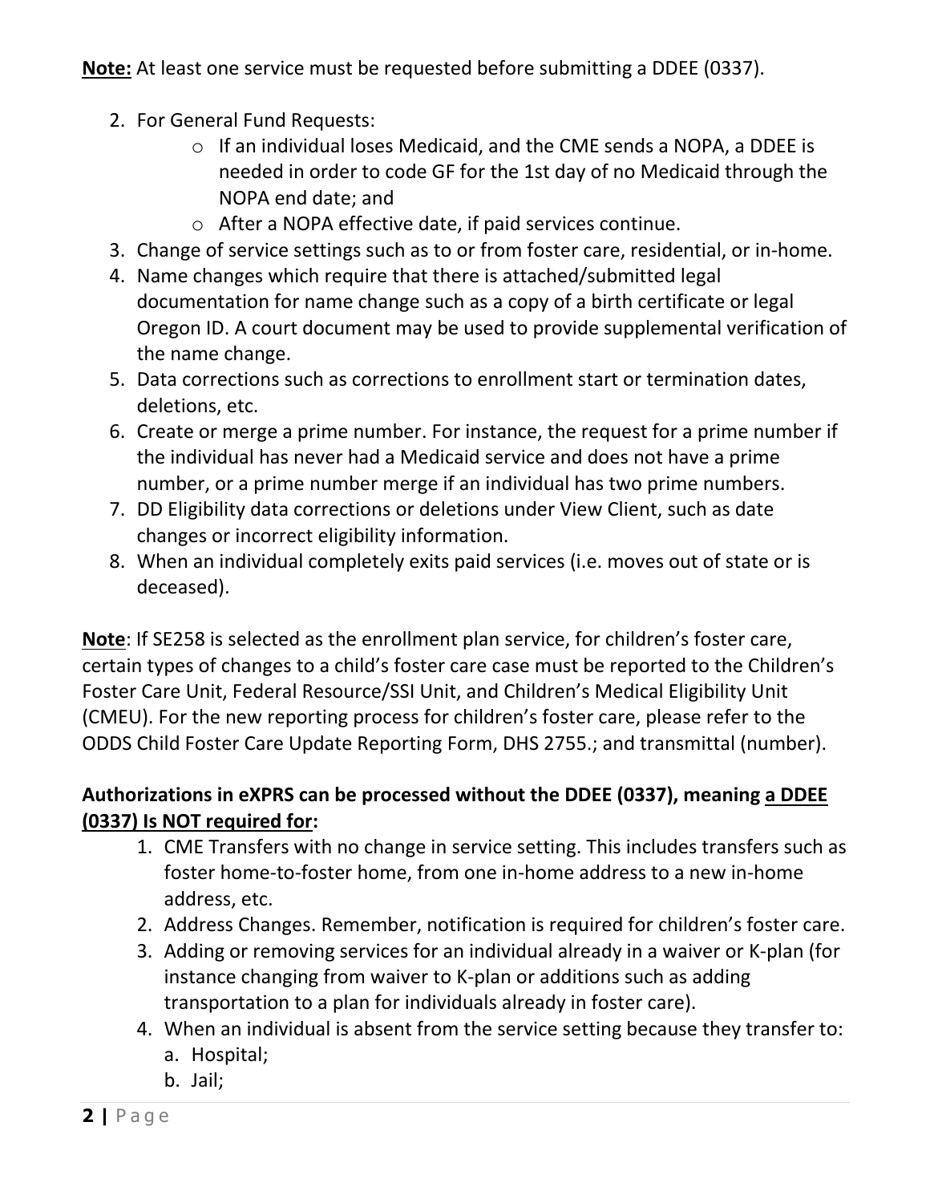**Note:** At least one service must be requested before submitting a DDEE (0337).

2. For General Fund Requests:
   - If an individual loses Medicaid, and the CME sends a NOPA, a DDEE is needed in order to code GF for the 1st day of no Medicaid through the NOPA end date; and
   - After a NOPA effective date, if paid services continue.
3. Change of service settings such as to or from foster care, residential, or in-home.
4. Name changes which require that there is attached/submitted legal documentation for name change such as a copy of a birth certificate or legal Oregon ID. A court document may be used to provide supplemental verification of the name change.
5. Data corrections such as corrections to enrollment start or termination dates, deletions, etc.
6. Create or merge a prime number. For instance, the request for a prime number if the individual has never had a Medicaid service and does not have a prime number, or a prime number merge if an individual has two prime numbers.
7. DD Eligibility data corrections or deletions under View Client, such as date changes or incorrect eligibility information.
8. When an individual completely exits paid services (i.e. moves out of state or is deceased).

**Note**: If SE258 is selected as the enrollment plan service, for children's foster care, certain types of changes to a child's foster care case must be reported to the Children's Foster Care Unit, Federal Resource/SSI Unit, and Children's Medical Eligibility Unit (CMEU). For the new reporting process for children's foster care, please refer to the ODDS Child Foster Care Update Reporting Form, DHS 2755.; and transmittal (number).

**Authorizations in eXPRS can be processed without the DDEE (0337), meaning <u>a DDEE (0337) Is NOT required for</u>:**

1. CME Transfers with no change in service setting. This includes transfers such as foster home-to-foster home, from one in-home address to a new in-home address, etc.
2. Address Changes. Remember, notification is required for children's foster care.
3. Adding or removing services for an individual already in a waiver or K-plan (for instance changing from waiver to K-plan or additions such as adding transportation to a plan for individuals already in foster care).
4. When an individual is absent from the service setting because they transfer to:
   a. Hospital;
   b. Jail;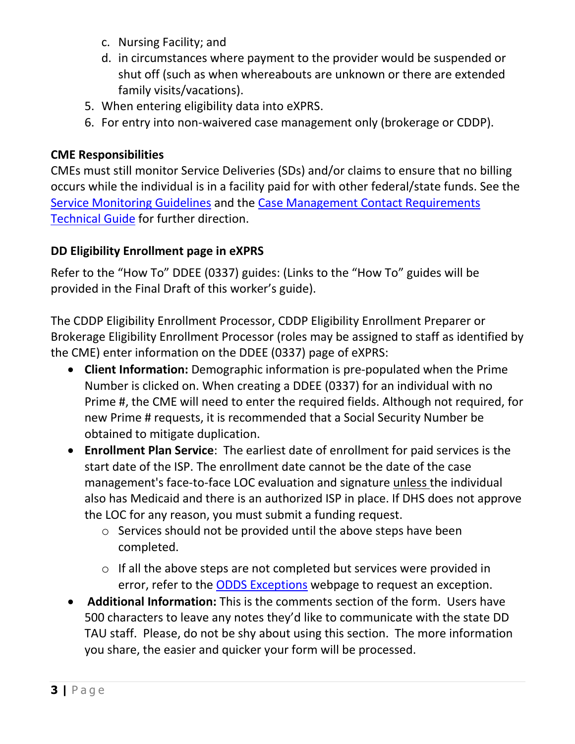c. Nursing Facility; and
   d. in circumstances where payment to the provider would be suspended or shut off (such as when whereabouts are unknown or there are extended family visits/vacations).
5. When entering eligibility data into eXPRS.
6. For entry into non-waivered case management only (brokerage or CDDP).

**CME Responsibilities**

CMEs must still monitor Service Deliveries (SDs) and/or claims to ensure that no billing occurs while the individual is in a facility paid for with other federal/state funds. See the Service Monitoring Guidelines and the Case Management Contact Requirements Technical Guide for further direction.

**DD Eligibility Enrollment page in eXPRS**

Refer to the "How To" DDEE (0337) guides: (Links to the "How To" guides will be provided in the Final Draft of this worker's guide).

The CDDP Eligibility Enrollment Processor, CDDP Eligibility Enrollment Preparer or Brokerage Eligibility Enrollment Processor (roles may be assigned to staff as identified by the CME) enter information on the DDEE (0337) page of eXPRS:

- **Client Information:** Demographic information is pre-populated when the Prime Number is clicked on. When creating a DDEE (0337) for an individual with no Prime #, the CME will need to enter the required fields. Although not required, for new Prime # requests, it is recommended that a Social Security Number be obtained to mitigate duplication.
- **Enrollment Plan Service**: The earliest date of enrollment for paid services is the start date of the ISP. The enrollment date cannot be the date of the case management's face-to-face LOC evaluation and signature unless the individual also has Medicaid and there is an authorized ISP in place. If DHS does not approve the LOC for any reason, you must submit a funding request.
  - Services should not be provided until the above steps have been completed.
  - If all the above steps are not completed but services were provided in error, refer to the ODDS Exceptions webpage to request an exception.
- **Additional Information:** This is the comments section of the form. Users have 500 characters to leave any notes they'd like to communicate with the state DD TAU staff. Please, do not be shy about using this section. The more information you share, the easier and quicker your form will be processed.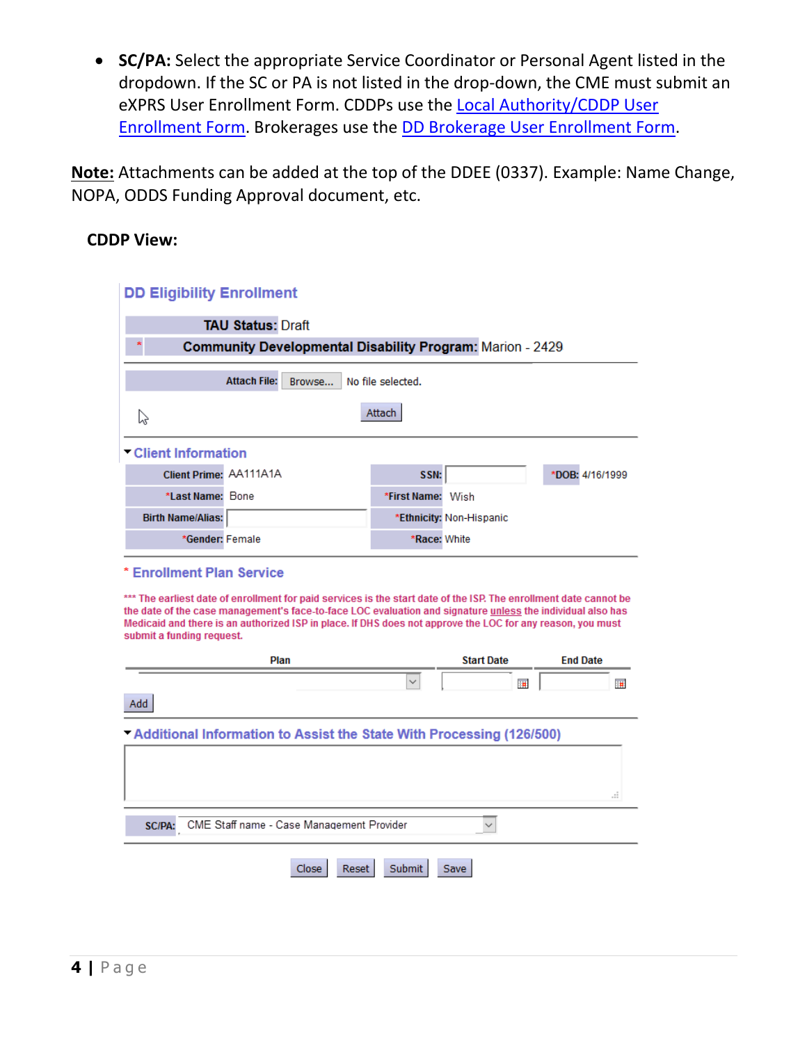- **SC/PA:** Select the appropriate Service Coordinator or Personal Agent listed in the dropdown. If the SC or PA is not listed in the drop-down, the CME must submit an eXPRS User Enrollment Form. CDDPs use the Local Authority/CDDP User Enrollment Form. Brokerages use the DD Brokerage User Enrollment Form.

**Note:** Attachments can be added at the top of the DDEE (0337). Example: Name Change, NOPA, ODDS Funding Approval document, etc.

**CDDP View:**

**DD Eligibility Enrollment**

**TAU Status:** Draft

* **Community Developmental Disability Program:** Marion - 2429

**Attach File:** Browse... No file selected.

Attach

**Client Information**

| | | | |
|---|---|---|---|
| **Client Prime:** | AA111A1A | **SSN:** | |
| ***Last Name:** | Bone | ***First Name:** | Wish |
| **Birth Name/Alias:** | | ***Ethnicity:** | Non-Hispanic |
| ***Gender:** | Female | ***Race:** | White |

***DOB:** 4/16/1999

* **Enrollment Plan Service**

*** The earliest date of enrollment for paid services is the start date of the ISP. The enrollment date cannot be the date of the case management's face-to-face LOC evaluation and signature unless the individual also has Medicaid and there is an authorized ISP in place. If DHS does not approve the LOC for any reason, you must submit a funding request.

| Plan | Start Date | End Date |
|---|---|---|
| | | |

Add

**Additional Information to Assist the State With Processing (126/500)**

**SC/PA:** CME Staff name - Case Management Provider

Close Reset Submit Save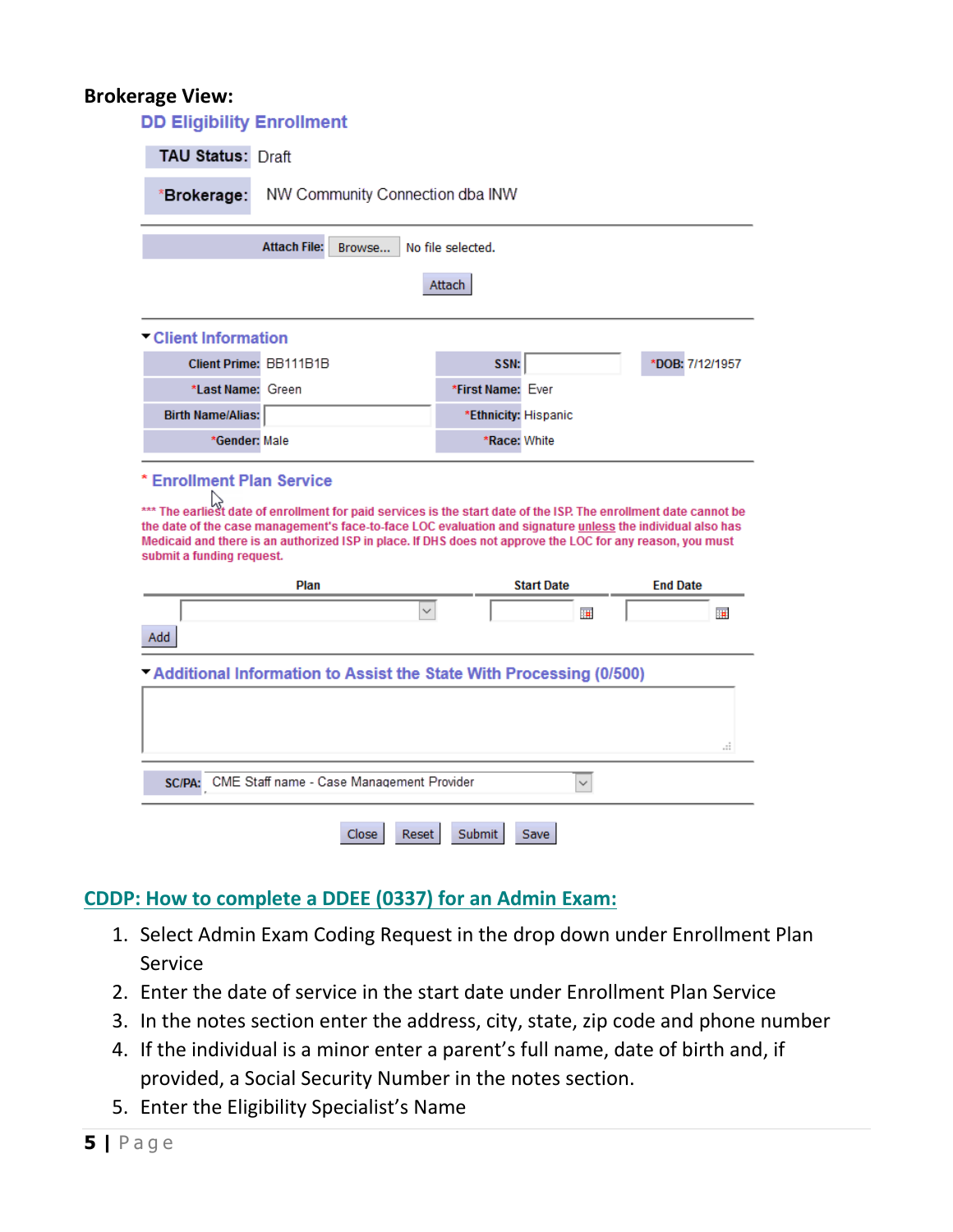**Brokerage View:**

## DD Eligibility Enrollment

**TAU Status:** Draft

***Brokerage:** NW Community Connection dba INW

**Attach File:** Browse... No file selected.

Attach

### Client Information

| | | | | | |
|---|---|---|---|---|---|
| **Client Prime:** | BB111B1B | **SSN:** | | ***DOB:** | 7/12/1957 |
| ***Last Name:** | Green | ***First Name:** | Ever | | |
| **Birth Name/Alias:** | | ***Ethnicity:** | Hispanic | | |
| ***Gender:** | Male | ***Race:** | White | | |

### * Enrollment Plan Service

*** The earliest date of enrollment for paid services is the start date of the ISP. The enrollment date cannot be the date of the case management's face-to-face LOC evaluation and signature unless the individual also has Medicaid and there is an authorized ISP in place. If DHS does not approve the LOC for any reason, you must submit a funding request.

| Plan | Start Date | End Date |
|---|---|---|
| | | |

Add

### Additional Information to Assist the State With Processing (0/500)

**SC/PA:** CME Staff name - Case Management Provider

Close Reset Submit Save

## CDDP: How to complete a DDEE (0337) for an Admin Exam:

1. Select Admin Exam Coding Request in the drop down under Enrollment Plan Service
2. Enter the date of service in the start date under Enrollment Plan Service
3. In the notes section enter the address, city, state, zip code and phone number
4. If the individual is a minor enter a parent's full name, date of birth and, if provided, a Social Security Number in the notes section.
5. Enter the Eligibility Specialist's Name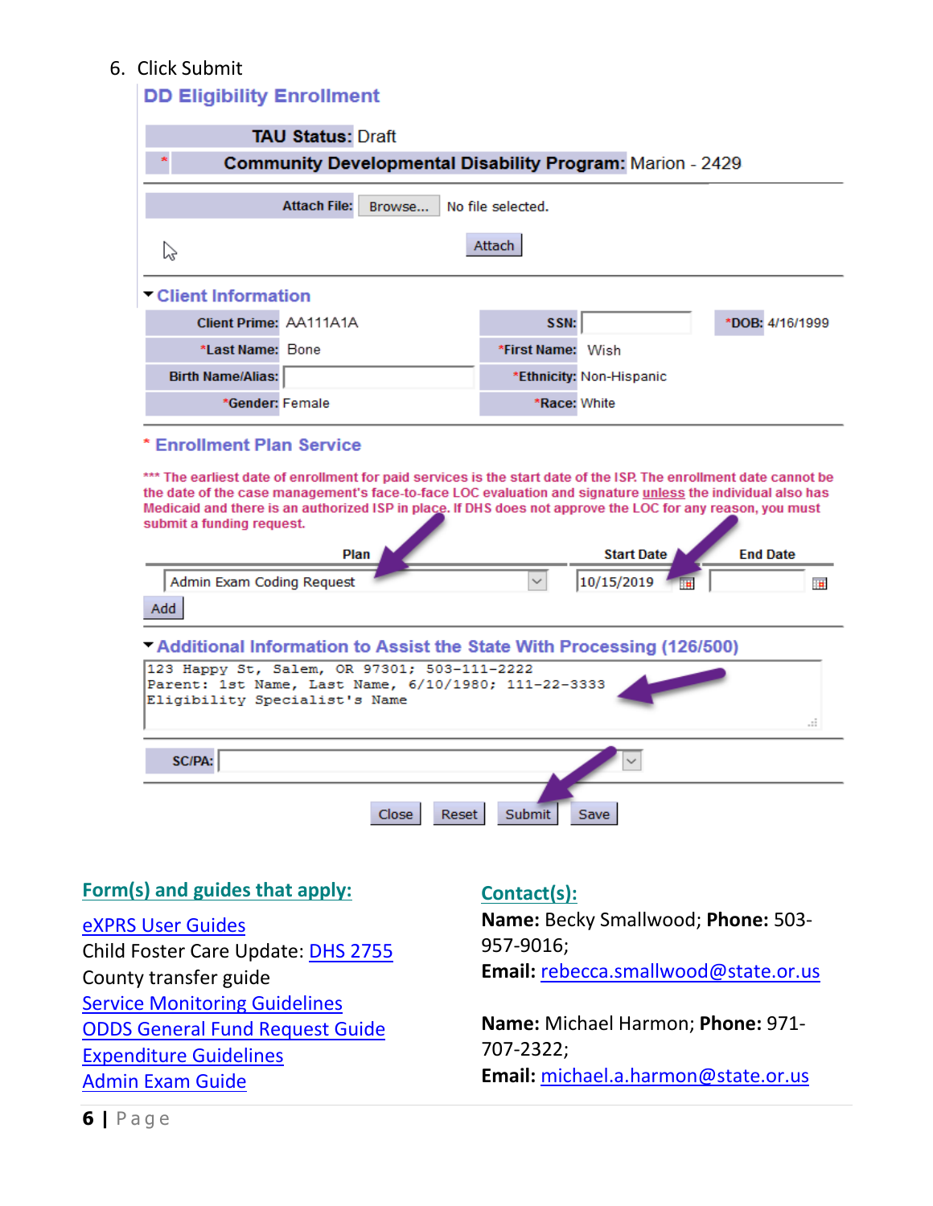6. Click Submit

DD Eligibility Enrollment

**TAU Status:** Draft

\* **Community Developmental Disability Program:** Marion - 2429

**Attach File:** Browse... No file selected.

Attach

**Client Information**

| | | | | | |
|---|---|---|---|---|---|
| **Client Prime:** | AA111A1A | **SSN:** | | \***DOB:** | 4/16/1999 |
| \***Last Name:** | Bone | \***First Name:** | Wish | | |
| **Birth Name/Alias:** | | \***Ethnicity:** | Non-Hispanic | | |
| \***Gender:** | Female | \***Race:** | White | | |

\* **Enrollment Plan Service**

\*\*\* The earliest date of enrollment for paid services is the start date of the ISP. The enrollment date cannot be the date of the case management's face-to-face LOC evaluation and signature unless the individual also has Medicaid and there is an authorized ISP in place. If DHS does not approve the LOC for any reason, you must submit a funding request.

| Plan | Start Date | End Date |
|---|---|---|
| Admin Exam Coding Request | 10/15/2019 | |

Add

**Additional Information to Assist the State With Processing (126/500)**

```
123 Happy St, Salem, OR 97301; 503-111-2222
Parent: 1st Name, Last Name, 6/10/1980; 111-22-3333
Eligibility Specialist's Name
```

**SC/PA:**

Close | Reset | Submit | Save

## Form(s) and guides that apply:

[eXPRS User Guides](#)
Child Foster Care Update: [DHS 2755](#)
County transfer guide
[Service Monitoring Guidelines](#)
[ODDS General Fund Request Guide](#)
[Expenditure Guidelines](#)
[Admin Exam Guide](#)

## Contact(s):

**Name:** Becky Smallwood; **Phone:** 503-957-9016;
**Email:** [rebecca.smallwood@state.or.us](mailto:rebecca.smallwood@state.or.us)

**Name:** Michael Harmon; **Phone:** 971-707-2322;
**Email:** [michael.a.harmon@state.or.us](mailto:michael.a.harmon@state.or.us)